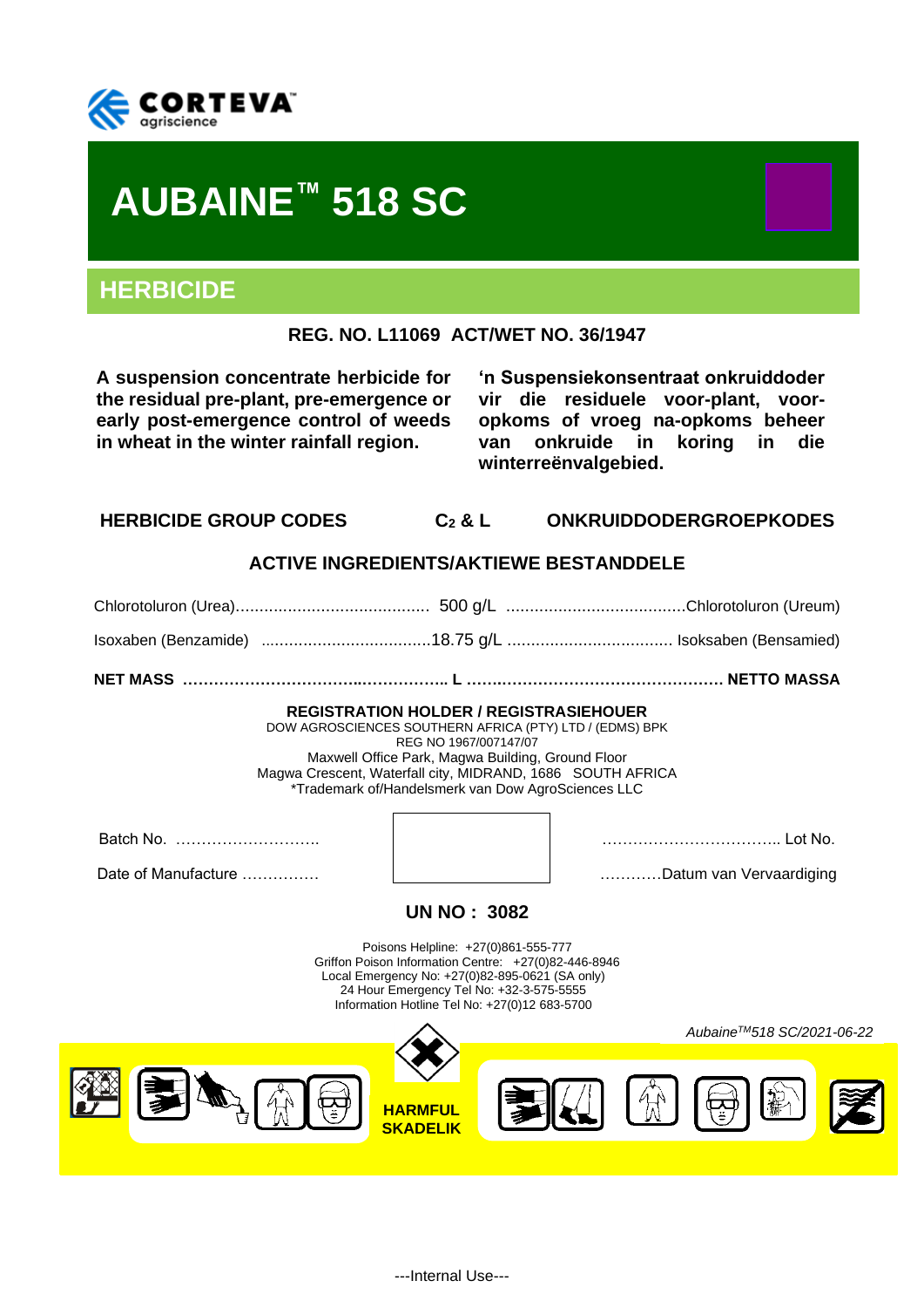# AUBAINE™ 518 SC

## HERBICIDE

**REG. NO. L11069 ACT/WET NO. 36/1947**

**A suspension concentrate herbicide for the residual pre-plant, pre-emergence or early post-emergence control of weeds in wheat in the winter rainfall region.**

**'n Suspensiekonsentraat onkruiddoder vir die residuele voor-plant, voor-opkoms of vroeg na-opkoms beheer van onkruide in koring in die winterreënvalgebied.**

**HERBICIDE GROUP CODES $C_2$ & L ONKRUIDDODERGROEPKODES**

**ACTIVE INGREDIENTS/AKTIEWE BESTANDDELE**

Chlorotoluron (Urea)........................................ 500 g/L .....................................Chlorotoluron (Ureum)

Isoxaben (Benzamide) ...................................18.75 g/L .................................. Isoksaben (Bensamied)

**NET MASS ………………………………...…………….. L ……..………………………………………. NETTO MASSA**

**REGISTRATION HOLDER / REGISTRASIEHOUER**
DOW AGROSCIENCES SOUTHERN AFRICA (PTY) LTD / (EDMS) BPK
REG NO 1967/007147/07
Maxwell Office Park, Magwa Building, Ground Floor
Magwa Crescent, Waterfall city, MIDRAND, 1686 SOUTH AFRICA
*Trademark of/Handelsmerk van Dow AgroSciences LLC

Batch No. ……………………….. …………………………….. Lot No.

Date of Manufacture …………… …………Datum van Vervaardiging

**UN NO : 3082**

Poisons Helpline: +27(0)861-555-777
Griffon Poison Information Centre: +27(0)82-446-8946
Local Emergency No: +27(0)82-895-0621 (SA only)
24 Hour Emergency Tel No: +32-3-575-5555
Information Hotline Tel No: +27(0)12 683-5700

*Aubaine™518 SC/2021-06-22*

**HARMFUL**
**SKADELIK**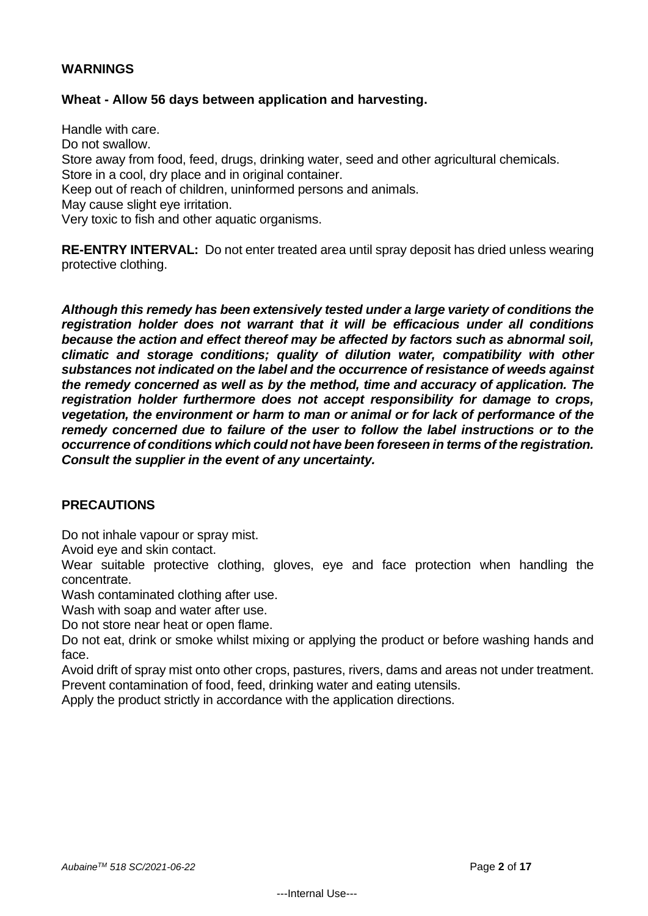## WARNINGS

**Wheat - Allow 56 days between application and harvesting.**

Handle with care.
Do not swallow.
Store away from food, feed, drugs, drinking water, seed and other agricultural chemicals.
Store in a cool, dry place and in original container.
Keep out of reach of children, uninformed persons and animals.
May cause slight eye irritation.
Very toxic to fish and other aquatic organisms.

**RE-ENTRY INTERVAL:** Do not enter treated area until spray deposit has dried unless wearing protective clothing.

***Although this remedy has been extensively tested under a large variety of conditions the registration holder does not warrant that it will be efficacious under all conditions because the action and effect thereof may be affected by factors such as abnormal soil, climatic and storage conditions; quality of dilution water, compatibility with other substances not indicated on the label and the occurrence of resistance of weeds against the remedy concerned as well as by the method, time and accuracy of application. The registration holder furthermore does not accept responsibility for damage to crops, vegetation, the environment or harm to man or animal or for lack of performance of the remedy concerned due to failure of the user to follow the label instructions or to the occurrence of conditions which could not have been foreseen in terms of the registration. Consult the supplier in the event of any uncertainty.***

## PRECAUTIONS

Do not inhale vapour or spray mist.
Avoid eye and skin contact.
Wear suitable protective clothing, gloves, eye and face protection when handling the concentrate.
Wash contaminated clothing after use.
Wash with soap and water after use.
Do not store near heat or open flame.
Do not eat, drink or smoke whilst mixing or applying the product or before washing hands and face.
Avoid drift of spray mist onto other crops, pastures, rivers, dams and areas not under treatment.
Prevent contamination of food, feed, drinking water and eating utensils.
Apply the product strictly in accordance with the application directions.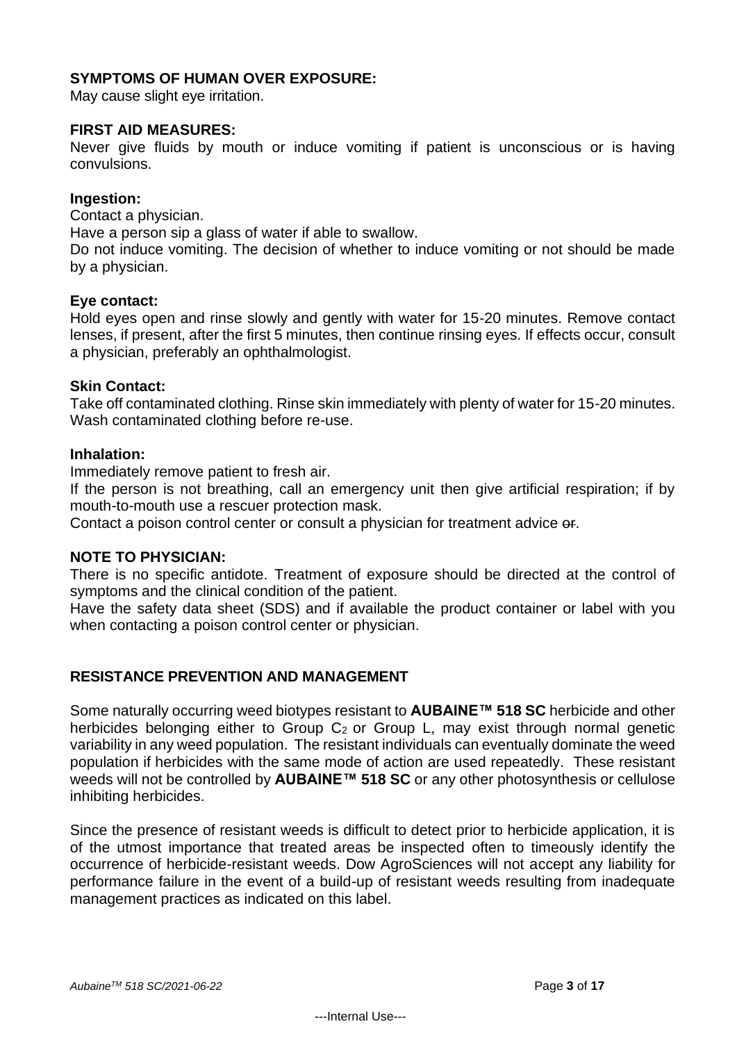**SYMPTOMS OF HUMAN OVER EXPOSURE:**

May cause slight eye irritation.

**FIRST AID MEASURES:**

Never give fluids by mouth or induce vomiting if patient is unconscious or is having convulsions.

**Ingestion:**

Contact a physician.

Have a person sip a glass of water if able to swallow.

Do not induce vomiting. The decision of whether to induce vomiting or not should be made by a physician.

**Eye contact:**

Hold eyes open and rinse slowly and gently with water for 15-20 minutes. Remove contact lenses, if present, after the first 5 minutes, then continue rinsing eyes. If effects occur, consult a physician, preferably an ophthalmologist.

**Skin Contact:**

Take off contaminated clothing. Rinse skin immediately with plenty of water for 15-20 minutes. Wash contaminated clothing before re-use.

**Inhalation:**

Immediately remove patient to fresh air.

If the person is not breathing, call an emergency unit then give artificial respiration; if by mouth-to-mouth use a rescuer protection mask.

Contact a poison control center or consult a physician for treatment advice ~~or~~.

**NOTE TO PHYSICIAN:**

There is no specific antidote. Treatment of exposure should be directed at the control of symptoms and the clinical condition of the patient.

Have the safety data sheet (SDS) and if available the product container or label with you when contacting a poison control center or physician.

## RESISTANCE PREVENTION AND MANAGEMENT

Some naturally occurring weed biotypes resistant to **AUBAINE™ 518 SC** herbicide and other herbicides belonging either to Group $C_2$ or Group L, may exist through normal genetic variability in any weed population. The resistant individuals can eventually dominate the weed population if herbicides with the same mode of action are used repeatedly. These resistant weeds will not be controlled by **AUBAINE™ 518 SC** or any other photosynthesis or cellulose inhibiting herbicides.

Since the presence of resistant weeds is difficult to detect prior to herbicide application, it is of the utmost importance that treated areas be inspected often to timeously identify the occurrence of herbicide-resistant weeds. Dow AgroSciences will not accept any liability for performance failure in the event of a build-up of resistant weeds resulting from inadequate management practices as indicated on this label.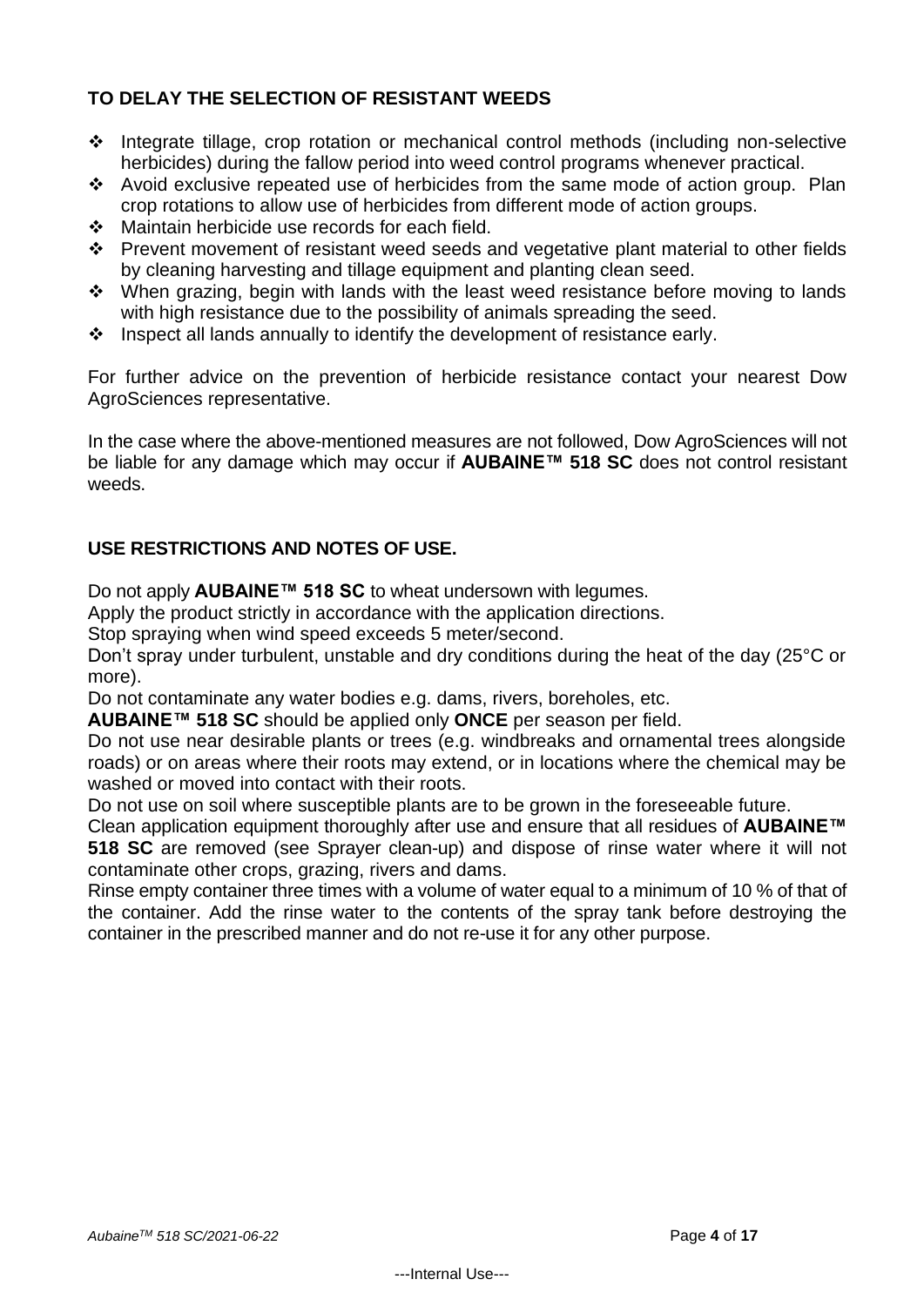## TO DELAY THE SELECTION OF RESISTANT WEEDS

- Integrate tillage, crop rotation or mechanical control methods (including non-selective herbicides) during the fallow period into weed control programs whenever practical.
- Avoid exclusive repeated use of herbicides from the same mode of action group. Plan crop rotations to allow use of herbicides from different mode of action groups.
- Maintain herbicide use records for each field.
- Prevent movement of resistant weed seeds and vegetative plant material to other fields by cleaning harvesting and tillage equipment and planting clean seed.
- When grazing, begin with lands with the least weed resistance before moving to lands with high resistance due to the possibility of animals spreading the seed.
- Inspect all lands annually to identify the development of resistance early.

For further advice on the prevention of herbicide resistance contact your nearest Dow AgroSciences representative.

In the case where the above-mentioned measures are not followed, Dow AgroSciences will not be liable for any damage which may occur if **AUBAINE™ 518 SC** does not control resistant weeds.

## USE RESTRICTIONS AND NOTES OF USE.

Do not apply **AUBAINE™ 518 SC** to wheat undersown with legumes.

Apply the product strictly in accordance with the application directions.

Stop spraying when wind speed exceeds 5 meter/second.

Don't spray under turbulent, unstable and dry conditions during the heat of the day (25°C or more).

Do not contaminate any water bodies e.g. dams, rivers, boreholes, etc.

**AUBAINE™ 518 SC** should be applied only **ONCE** per season per field.

Do not use near desirable plants or trees (e.g. windbreaks and ornamental trees alongside roads) or on areas where their roots may extend, or in locations where the chemical may be washed or moved into contact with their roots.

Do not use on soil where susceptible plants are to be grown in the foreseeable future.

Clean application equipment thoroughly after use and ensure that all residues of **AUBAINE™ 518 SC** are removed (see Sprayer clean-up) and dispose of rinse water where it will not contaminate other crops, grazing, rivers and dams.

Rinse empty container three times with a volume of water equal to a minimum of 10 % of that of the container. Add the rinse water to the contents of the spray tank before destroying the container in the prescribed manner and do not re-use it for any other purpose.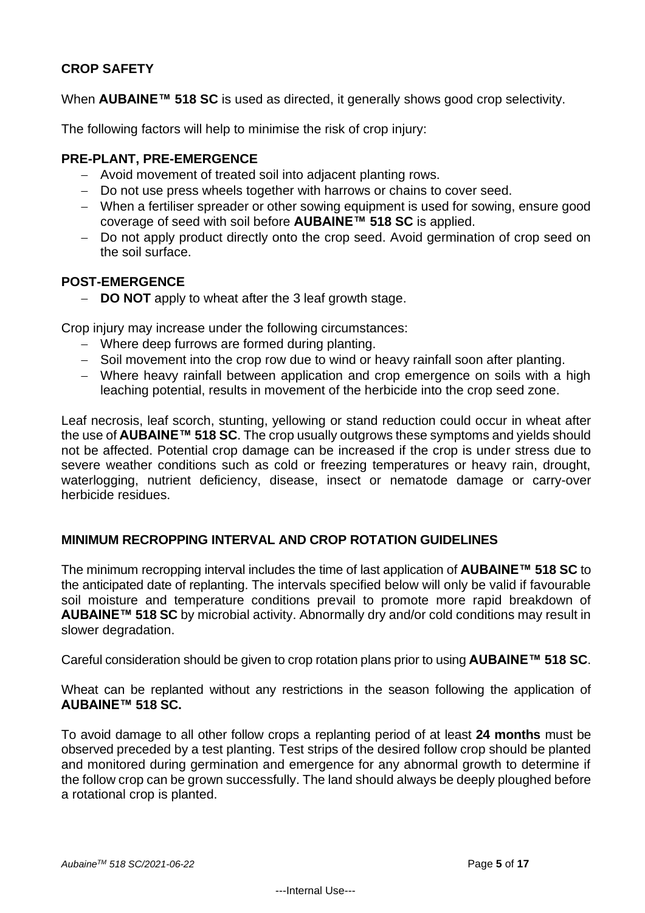## CROP SAFETY

When **AUBAINE™ 518 SC** is used as directed, it generally shows good crop selectivity.

The following factors will help to minimise the risk of crop injury:

### PRE-PLANT, PRE-EMERGENCE

- Avoid movement of treated soil into adjacent planting rows.
- Do not use press wheels together with harrows or chains to cover seed.
- When a fertiliser spreader or other sowing equipment is used for sowing, ensure good coverage of seed with soil before **AUBAINE™ 518 SC** is applied.
- Do not apply product directly onto the crop seed. Avoid germination of crop seed on the soil surface.

### POST-EMERGENCE

- **DO NOT** apply to wheat after the 3 leaf growth stage.

Crop injury may increase under the following circumstances:

- Where deep furrows are formed during planting.
- Soil movement into the crop row due to wind or heavy rainfall soon after planting.
- Where heavy rainfall between application and crop emergence on soils with a high leaching potential, results in movement of the herbicide into the crop seed zone.

Leaf necrosis, leaf scorch, stunting, yellowing or stand reduction could occur in wheat after the use of **AUBAINE™ 518 SC**. The crop usually outgrows these symptoms and yields should not be affected. Potential crop damage can be increased if the crop is under stress due to severe weather conditions such as cold or freezing temperatures or heavy rain, drought, waterlogging, nutrient deficiency, disease, insect or nematode damage or carry-over herbicide residues.

## MINIMUM RECROPPING INTERVAL AND CROP ROTATION GUIDELINES

The minimum recropping interval includes the time of last application of **AUBAINE™ 518 SC** to the anticipated date of replanting. The intervals specified below will only be valid if favourable soil moisture and temperature conditions prevail to promote more rapid breakdown of **AUBAINE™ 518 SC** by microbial activity. Abnormally dry and/or cold conditions may result in slower degradation.

Careful consideration should be given to crop rotation plans prior to using **AUBAINE™ 518 SC**.

Wheat can be replanted without any restrictions in the season following the application of **AUBAINE™ 518 SC.**

To avoid damage to all other follow crops a replanting period of at least **24 months** must be observed preceded by a test planting. Test strips of the desired follow crop should be planted and monitored during germination and emergence for any abnormal growth to determine if the follow crop can be grown successfully. The land should always be deeply ploughed before a rotational crop is planted.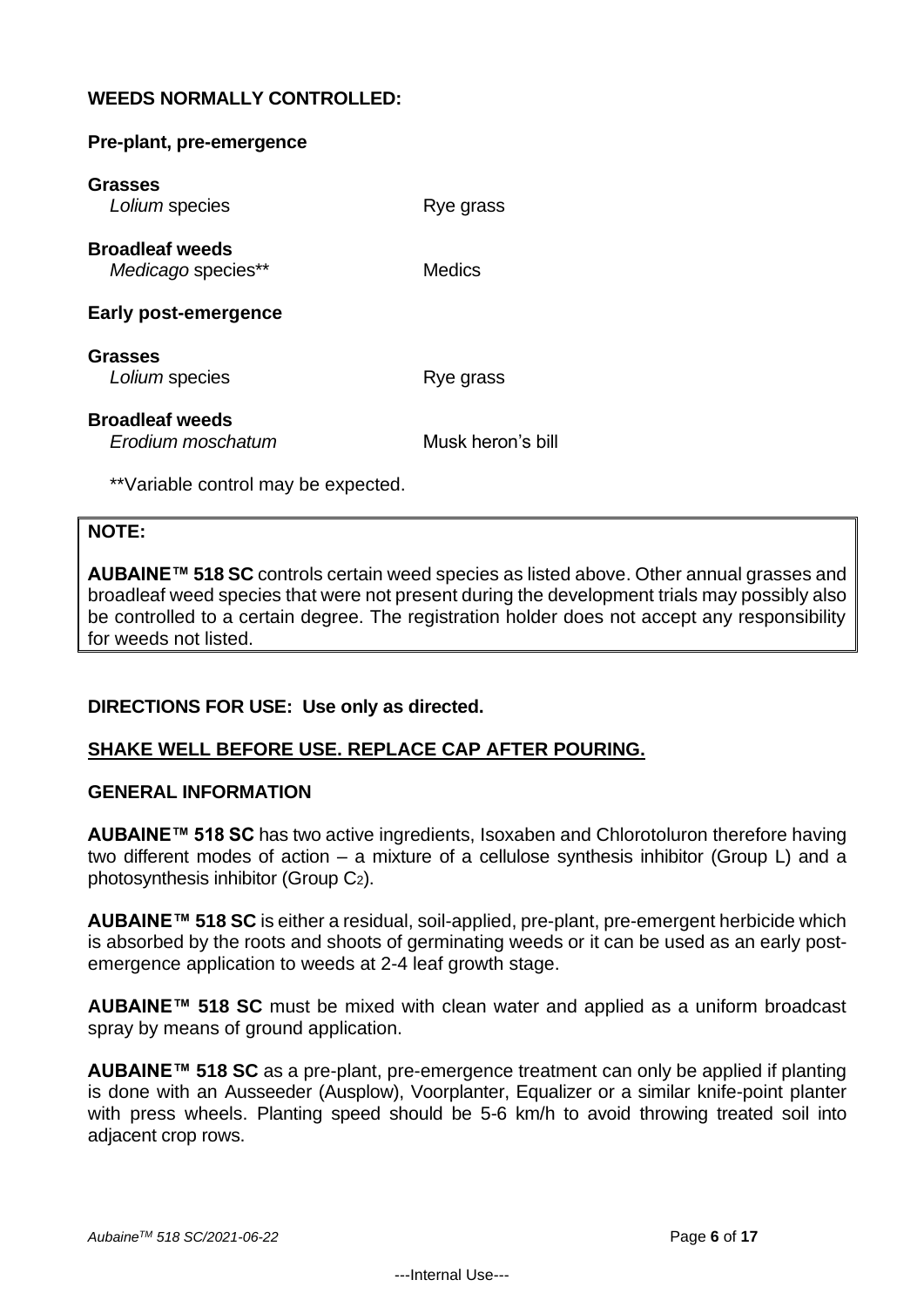## WEEDS NORMALLY CONTROLLED:

### Pre-plant, pre-emergence

**Grasses**

| | |
|---|---|
| *Lolium* species | Rye grass |

**Broadleaf weeds**

| | |
|---|---|
| *Medicago* species** | Medics |

### Early post-emergence

**Grasses**

| | |
|---|---|
| *Lolium* species | Rye grass |

**Broadleaf weeds**

| | |
|---|---|
| *Erodium moschatum* | Musk heron's bill |

**Variable control may be expected.

> **NOTE:**
>
> **AUBAINE™ 518 SC** controls certain weed species as listed above. Other annual grasses and broadleaf weed species that were not present during the development trials may possibly also be controlled to a certain degree. The registration holder does not accept any responsibility for weeds not listed.

**DIRECTIONS FOR USE: Use only as directed.**

**<u>SHAKE WELL BEFORE USE. REPLACE CAP AFTER POURING.</u>**

**GENERAL INFORMATION**

**AUBAINE™ 518 SC** has two active ingredients, Isoxaben and Chlorotoluron therefore having two different modes of action – a mixture of a cellulose synthesis inhibitor (Group L) and a photosynthesis inhibitor (Group $C_2$).

**AUBAINE™ 518 SC** is either a residual, soil-applied, pre-plant, pre-emergent herbicide which is absorbed by the roots and shoots of germinating weeds or it can be used as an early post-emergence application to weeds at 2-4 leaf growth stage.

**AUBAINE™ 518 SC** must be mixed with clean water and applied as a uniform broadcast spray by means of ground application.

**AUBAINE™ 518 SC** as a pre-plant, pre-emergence treatment can only be applied if planting is done with an Ausseeder (Ausplow), Voorplanter, Equalizer or a similar knife-point planter with press wheels. Planting speed should be 5-6 km/h to avoid throwing treated soil into adjacent crop rows.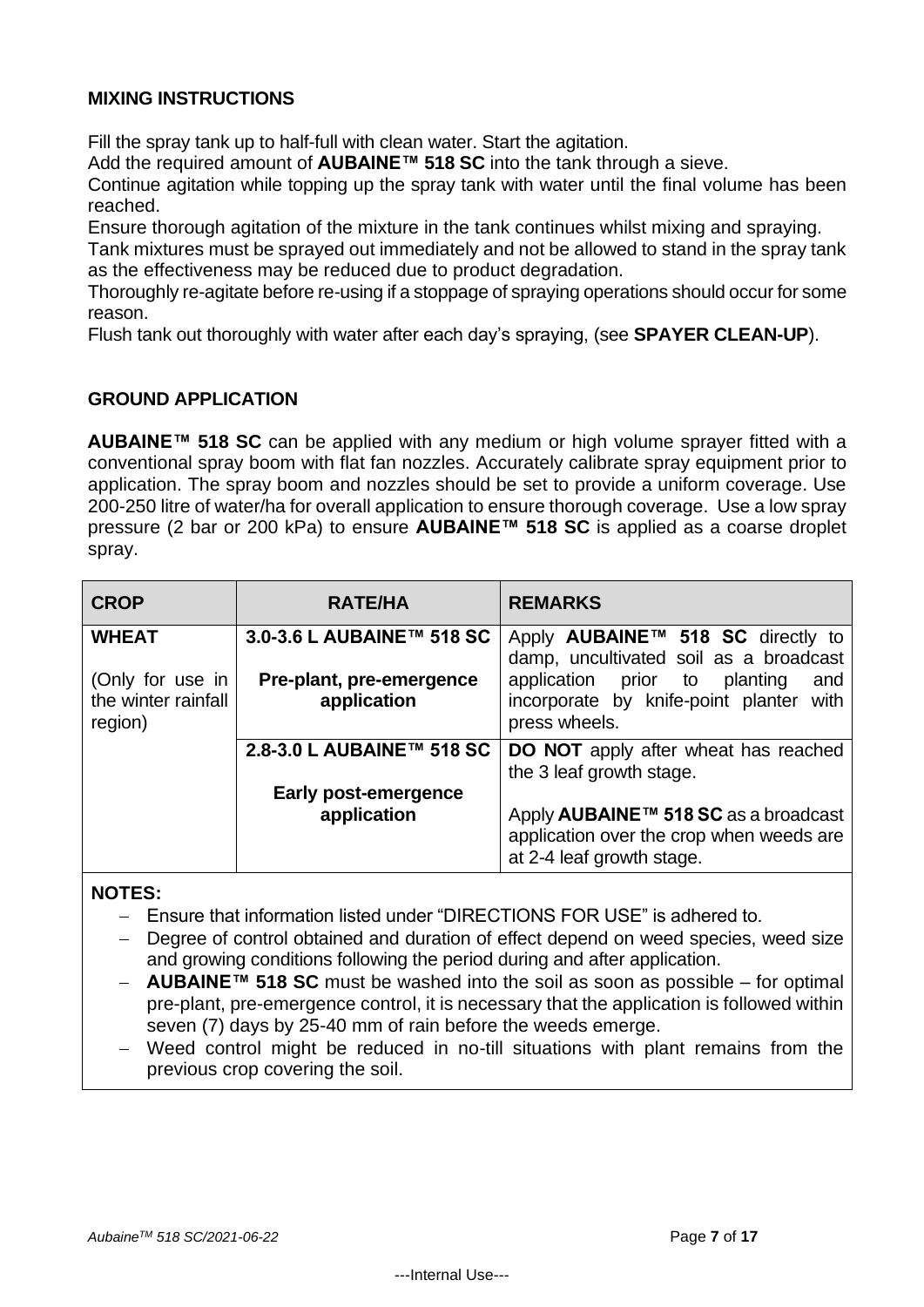## MIXING INSTRUCTIONS

Fill the spray tank up to half-full with clean water. Start the agitation.

Add the required amount of **AUBAINE™ 518 SC** into the tank through a sieve.

Continue agitation while topping up the spray tank with water until the final volume has been reached.

Ensure thorough agitation of the mixture in the tank continues whilst mixing and spraying.

Tank mixtures must be sprayed out immediately and not be allowed to stand in the spray tank as the effectiveness may be reduced due to product degradation.

Thoroughly re-agitate before re-using if a stoppage of spraying operations should occur for some reason.

Flush tank out thoroughly with water after each day's spraying, (see **SPAYER CLEAN-UP**).

## GROUND APPLICATION

**AUBAINE™ 518 SC** can be applied with any medium or high volume sprayer fitted with a conventional spray boom with flat fan nozzles. Accurately calibrate spray equipment prior to application. The spray boom and nozzles should be set to provide a uniform coverage. Use 200-250 litre of water/ha for overall application to ensure thorough coverage. Use a low spray pressure (2 bar or 200 kPa) to ensure **AUBAINE™ 518 SC** is applied as a coarse droplet spray.

| **CROP** | **RATE/HA** | **REMARKS** |
|---|---|---|
| **WHEAT**<br><br>(Only for use in the winter rainfall region) | **3.0-3.6 L AUBAINE™ 518 SC**<br><br>**Pre-plant, pre-emergence application** | Apply **AUBAINE™ 518 SC** directly to damp, uncultivated soil as a broadcast application prior to planting and incorporate by knife-point planter with press wheels. |
| | **2.8-3.0 L AUBAINE™ 518 SC**<br><br>**Early post-emergence application** | **DO NOT** apply after wheat has reached the 3 leaf growth stage.<br><br>Apply **AUBAINE™ 518 SC** as a broadcast application over the crop when weeds are at 2-4 leaf growth stage. |

**NOTES:**

- Ensure that information listed under "DIRECTIONS FOR USE" is adhered to.
- Degree of control obtained and duration of effect depend on weed species, weed size and growing conditions following the period during and after application.
- **AUBAINE™ 518 SC** must be washed into the soil as soon as possible – for optimal pre-plant, pre-emergence control, it is necessary that the application is followed within seven (7) days by 25-40 mm of rain before the weeds emerge.
- Weed control might be reduced in no-till situations with plant remains from the previous crop covering the soil.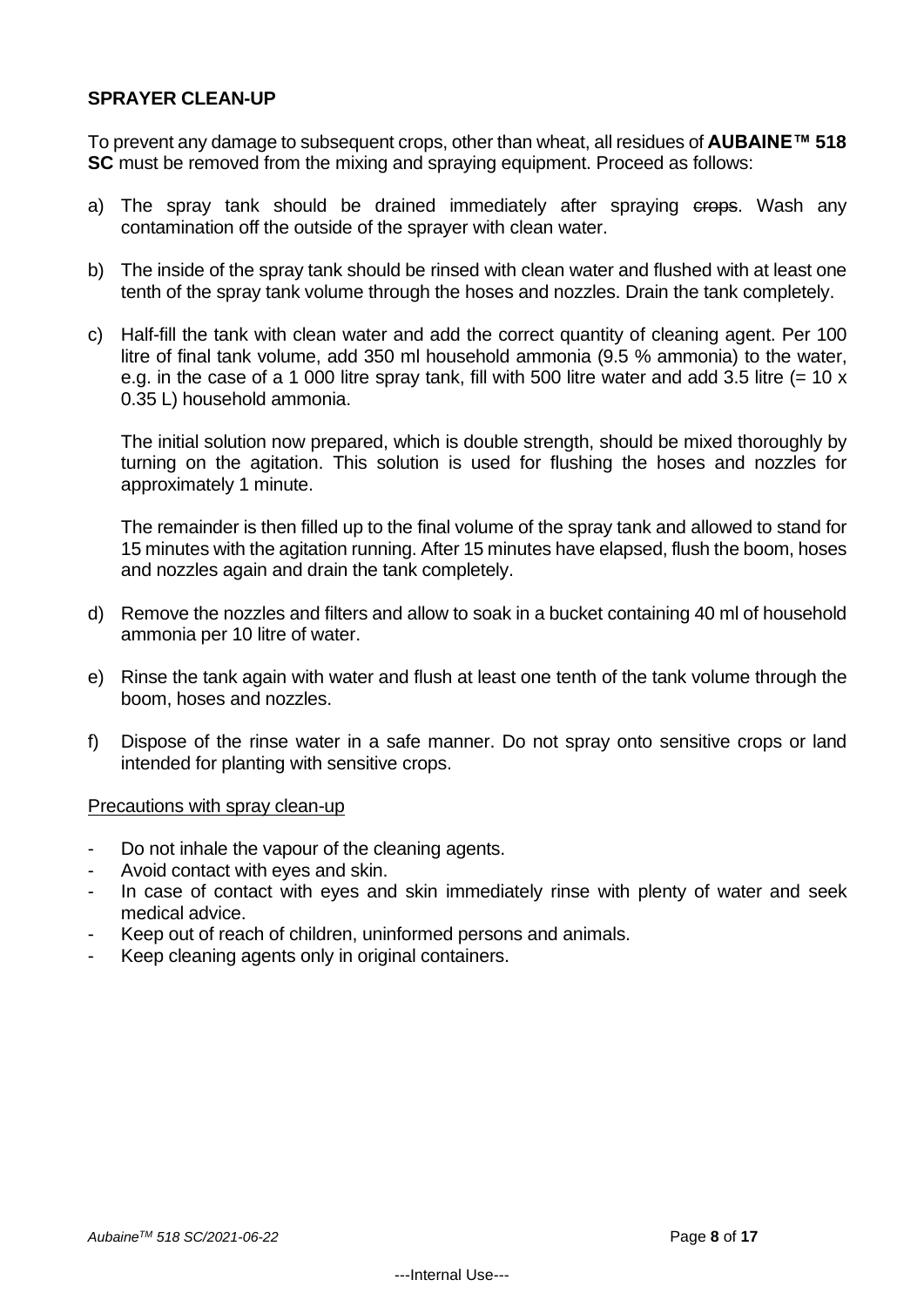## SPRAYER CLEAN-UP

To prevent any damage to subsequent crops, other than wheat, all residues of **AUBAINE™ 518 SC** must be removed from the mixing and spraying equipment. Proceed as follows:

a) The spray tank should be drained immediately after spraying ~~crops~~. Wash any contamination off the outside of the sprayer with clean water.

b) The inside of the spray tank should be rinsed with clean water and flushed with at least one tenth of the spray tank volume through the hoses and nozzles. Drain the tank completely.

c) Half-fill the tank with clean water and add the correct quantity of cleaning agent. Per 100 litre of final tank volume, add 350 ml household ammonia (9.5 % ammonia) to the water, e.g. in the case of a 1 000 litre spray tank, fill with 500 litre water and add 3.5 litre (= 10 x 0.35 L) household ammonia.

   The initial solution now prepared, which is double strength, should be mixed thoroughly by turning on the agitation. This solution is used for flushing the hoses and nozzles for approximately 1 minute.

   The remainder is then filled up to the final volume of the spray tank and allowed to stand for 15 minutes with the agitation running. After 15 minutes have elapsed, flush the boom, hoses and nozzles again and drain the tank completely.

d) Remove the nozzles and filters and allow to soak in a bucket containing 40 ml of household ammonia per 10 litre of water.

e) Rinse the tank again with water and flush at least one tenth of the tank volume through the boom, hoses and nozzles.

f) Dispose of the rinse water in a safe manner. Do not spray onto sensitive crops or land intended for planting with sensitive crops.

<u>Precautions with spray clean-up</u>

- Do not inhale the vapour of the cleaning agents.
- Avoid contact with eyes and skin.
- In case of contact with eyes and skin immediately rinse with plenty of water and seek medical advice.
- Keep out of reach of children, uninformed persons and animals.
- Keep cleaning agents only in original containers.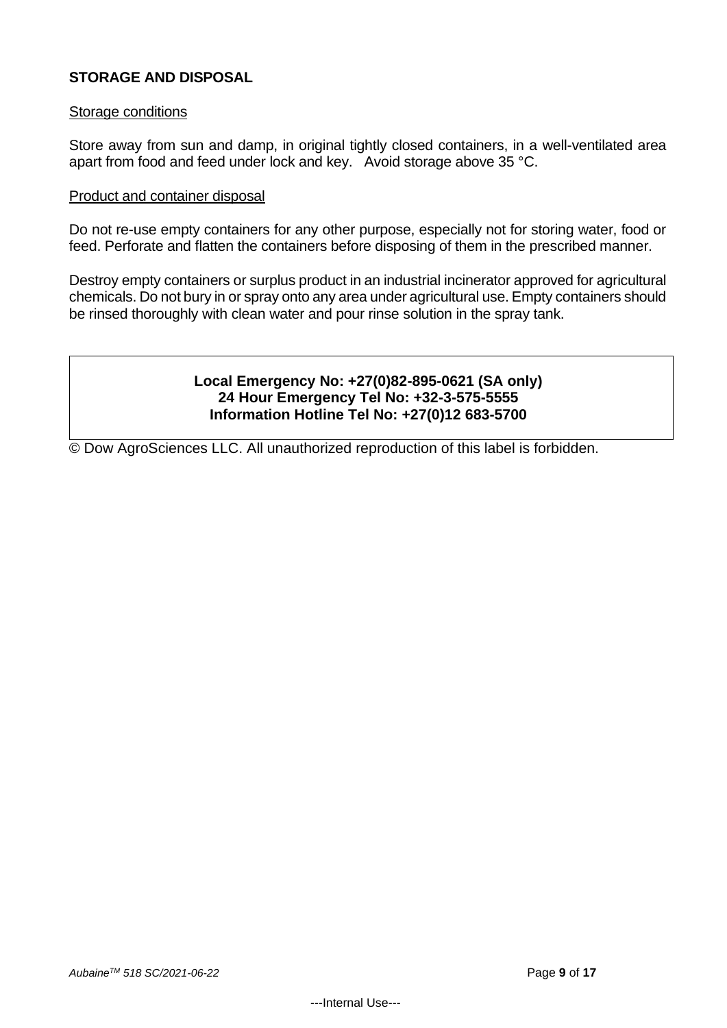## STORAGE AND DISPOSAL

<u>Storage conditions</u>

Store away from sun and damp, in original tightly closed containers, in a well-ventilated area apart from food and feed under lock and key. Avoid storage above 35 °C.

<u>Product and container disposal</u>

Do not re-use empty containers for any other purpose, especially not for storing water, food or feed. Perforate and flatten the containers before disposing of them in the prescribed manner.

Destroy empty containers or surplus product in an industrial incinerator approved for agricultural chemicals. Do not bury in or spray onto any area under agricultural use. Empty containers should be rinsed thoroughly with clean water and pour rinse solution in the spray tank.

**Local Emergency No: +27(0)82-895-0621 (SA only)**
**24 Hour Emergency Tel No: +32-3-575-5555**
**Information Hotline Tel No: +27(0)12 683-5700**

© Dow AgroSciences LLC. All unauthorized reproduction of this label is forbidden.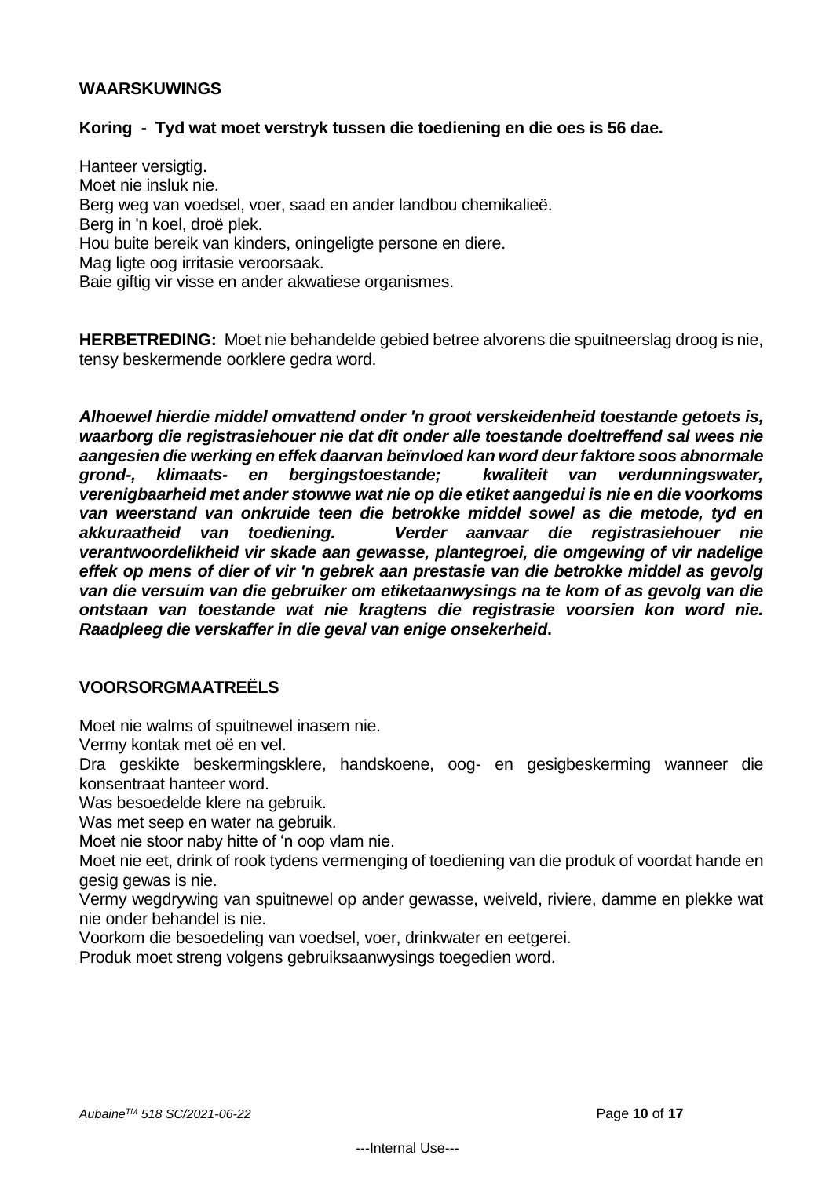## WAARSKUWINGS

**Koring - Tyd wat moet verstryk tussen die toediening en die oes is 56 dae.**

Hanteer versigtig.
Moet nie insluk nie.
Berg weg van voedsel, voer, saad en ander landbou chemikalieë.
Berg in 'n koel, droë plek.
Hou buite bereik van kinders, oningeligte persone en diere.
Mag ligte oog irritasie veroorsaak.
Baie giftig vir visse en ander akwatiese organismes.

**HERBETREDING:** Moet nie behandelde gebied betree alvorens die spuitneerslag droog is nie, tensy beskermende oorklere gedra word.

***Alhoewel hierdie middel omvattend onder 'n groot verskeidenheid toestande getoets is, waarborg die registrasiehouer nie dat dit onder alle toestande doeltreffend sal wees nie aangesien die werking en effek daarvan beïnvloed kan word deur faktore soos abnormale grond-, klimaats- en bergingstoestande; kwaliteit van verdunningswater, verenigbaarheid met ander stowwe wat nie op die etiket aangedui is nie en die voorkoms van weerstand van onkruide teen die betrokke middel sowel as die metode, tyd en akkuraatheid van toediening. Verder aanvaar die registrasiehouer nie verantwoordelikheid vir skade aan gewasse, plantegroei, die omgewing of vir nadelige effek op mens of dier of vir 'n gebrek aan prestasie van die betrokke middel as gevolg van die versuim van die gebruiker om etiketaanwysings na te kom of as gevolg van die ontstaan van toestande wat nie kragtens die registrasie voorsien kon word nie. Raadpleeg die verskaffer in die geval van enige onsekerheid.***

## VOORSORGMAATREËLS

Moet nie walms of spuitnewel inasem nie.
Vermy kontak met oë en vel.
Dra geskikte beskermingsklere, handskoene, oog- en gesigbeskerming wanneer die konsentraat hanteer word.
Was besoedelde klere na gebruik.
Was met seep en water na gebruik.
Moet nie stoor naby hitte of 'n oop vlam nie.
Moet nie eet, drink of rook tydens vermenging of toediening van die produk of voordat hande en gesig gewas is nie.
Vermy wegdrywing van spuitnewel op ander gewasse, weiveld, riviere, damme en plekke wat nie onder behandel is nie.
Voorkom die besoedeling van voedsel, voer, drinkwater en eetgerei.
Produk moet streng volgens gebruiksaanwysings toegedien word.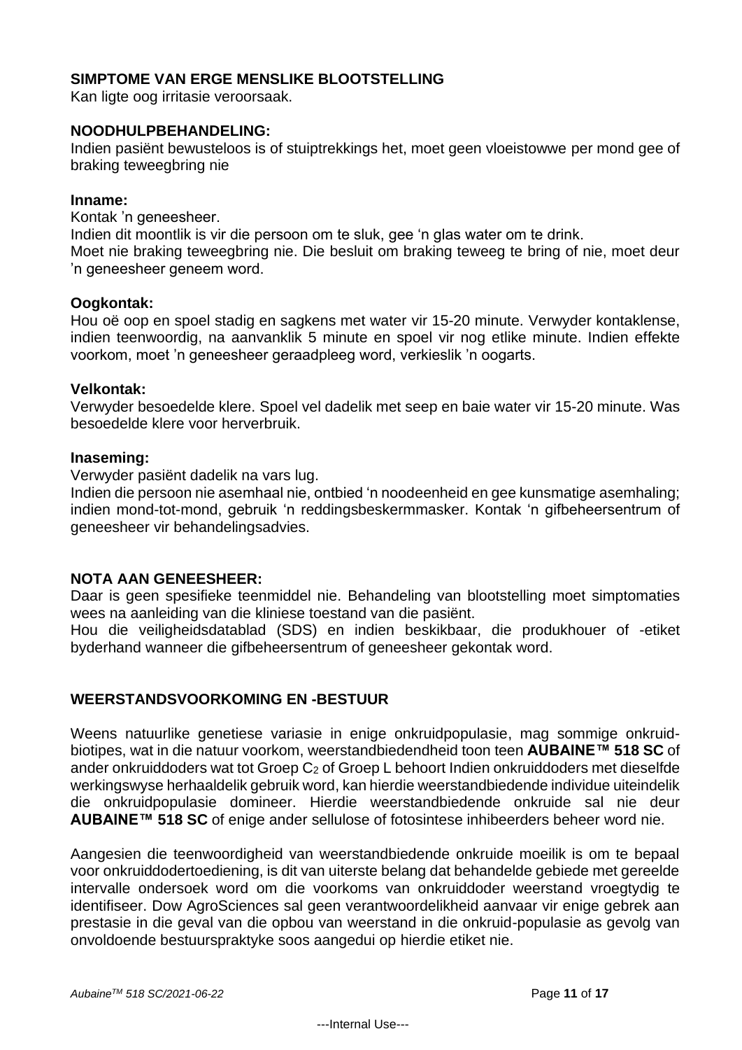## SIMPTOME VAN ERGE MENSLIKE BLOOTSTELLING

Kan ligte oog irritasie veroorsaak.

## NOODHULPBEHANDELING:

Indien pasiënt bewusteloos is of stuiptrekkings het, moet geen vloeistowwe per mond gee of braking teweegbring nie

### Inname:

Kontak 'n geneesheer.
Indien dit moontlik is vir die persoon om te sluk, gee 'n glas water om te drink.
Moet nie braking teweegbring nie. Die besluit om braking teweeg te bring of nie, moet deur 'n geneesheer geneem word.

### Oogkontak:

Hou oë oop en spoel stadig en sagkens met water vir 15-20 minute. Verwyder kontaklense, indien teenwoordig, na aanvanklik 5 minute en spoel vir nog etlike minute. Indien effekte voorkom, moet 'n geneesheer geraadpleeg word, verkieslik 'n oogarts.

### Velkontak:

Verwyder besoedelde klere. Spoel vel dadelik met seep en baie water vir 15-20 minute. Was besoedelde klere voor herverbruik.

### Inaseming:

Verwyder pasiënt dadelik na vars lug.
Indien die persoon nie asemhaal nie, ontbied 'n noodeenheid en gee kunsmatige asemhaling; indien mond-tot-mond, gebruik 'n reddingsbeskermmasker. Kontak 'n gifbeheersentrum of geneesheer vir behandelingsadvies.

## NOTA AAN GENEESHEER:

Daar is geen spesifieke teenmiddel nie. Behandeling van blootstelling moet simptomaties wees na aanleiding van die kliniese toestand van die pasiënt.
Hou die veiligheidsdatablad (SDS) en indien beskikbaar, die produkhouer of -etiket byderhand wanneer die gifbeheersentrum of geneesheer gekontak word.

## WEERSTANDSVOORKOMING EN -BESTUUR

Weens natuurlike genetiese variasie in enige onkruidpopulasie, mag sommige onkruid-biotipes, wat in die natuur voorkom, weerstandbiedendheid toon teen **AUBAINE™ 518 SC** of ander onkruiddoders wat tot Groep $C_2$ of Groep L behoort Indien onkruiddoders met dieselfde werkingswyse herhaaldelik gebruik word, kan hierdie weerstandbiedende individue uiteindelik die onkruidpopulasie domineer. Hierdie weerstandbiedende onkruide sal nie deur **AUBAINE™ 518 SC** of enige ander sellulose of fotosintese inhibeerders beheer word nie.

Aangesien die teenwoordigheid van weerstandbiedende onkruide moeilik is om te bepaal voor onkruiddodertoediening, is dit van uiterste belang dat behandelde gebiede met gereelde intervalle ondersoek word om die voorkoms van onkruiddoder weerstand vroegtydig te identifiseer. Dow AgroSciences sal geen verantwoordelikheid aanvaar vir enige gebrek aan prestasie in die geval van die opbou van weerstand in die onkruid-populasie as gevolg van onvoldoende bestuurspraktyke soos aangedui op hierdie etiket nie.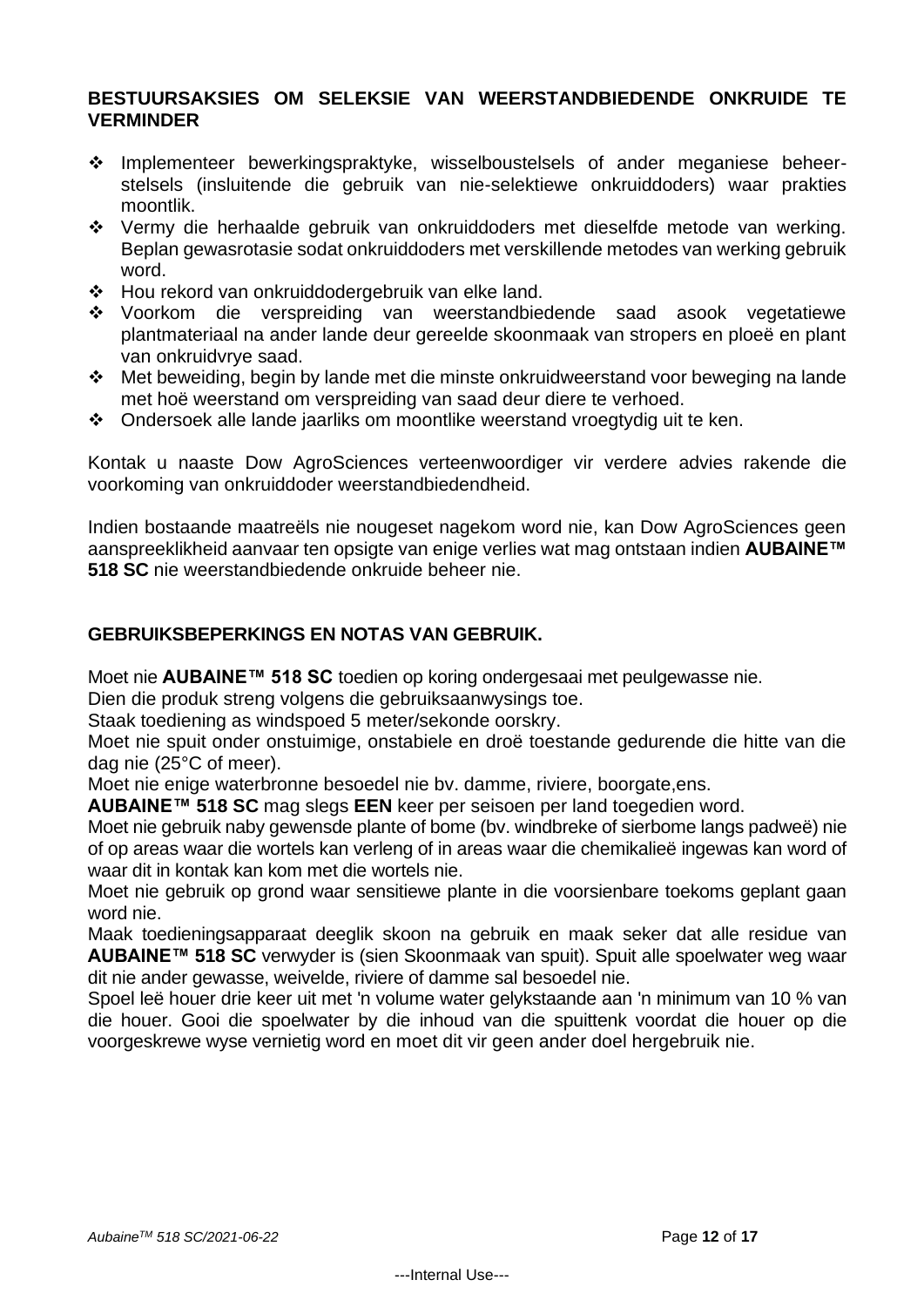## BESTUURSAKSIES OM SELEKSIE VAN WEERSTANDBIEDENDE ONKRUIDE TE VERMINDER

- Implementeer bewerkingspraktyke, wisselboustelsels of ander meganiese beheer-stelsels (insluitende die gebruik van nie-selektiewe onkruiddoders) waar prakties moontlik.
- Vermy die herhaalde gebruik van onkruiddoders met dieselfde metode van werking. Beplan gewasrotasie sodat onkruiddoders met verskillende metodes van werking gebruik word.
- Hou rekord van onkruiddodergebruik van elke land.
- Voorkom die verspreiding van weerstandbiedende saad asook vegetatiewe plantmateriaal na ander lande deur gereelde skoonmaak van stropers en ploeë en plant van onkruidvrye saad.
- Met beweiding, begin by lande met die minste onkruidweerstand voor beweging na lande met hoë weerstand om verspreiding van saad deur diere te verhoed.
- Ondersoek alle lande jaarliks om moontlike weerstand vroegtydig uit te ken.

Kontak u naaste Dow AgroSciences verteenwoordiger vir verdere advies rakende die voorkoming van onkruiddoder weerstandbiedendheid.

Indien bostaande maatreëls nie nougeset nagekom word nie, kan Dow AgroSciences geen aanspreeklikheid aanvaar ten opsigte van enige verlies wat mag ontstaan indien **AUBAINE™ 518 SC** nie weerstandbiedende onkruide beheer nie.

## GEBRUIKSBEPERKINGS EN NOTAS VAN GEBRUIK.

Moet nie **AUBAINE™ 518 SC** toedien op koring ondergesaai met peulgewasse nie.

Dien die produk streng volgens die gebruiksaanwysings toe.

Staak toediening as windspoed 5 meter/sekonde oorskry.

Moet nie spuit onder onstuimige, onstabiele en droë toestande gedurende die hitte van die dag nie (25°C of meer).

Moet nie enige waterbronne besoedel nie bv. damme, riviere, boorgate,ens.

**AUBAINE™ 518 SC** mag slegs **EEN** keer per seisoen per land toegedien word.

Moet nie gebruik naby gewensde plante of bome (bv. windbreke of sierbome langs padweë) nie of op areas waar die wortels kan verleng of in areas waar die chemikalieë ingewas kan word of waar dit in kontak kan kom met die wortels nie.

Moet nie gebruik op grond waar sensitiewe plante in die voorsienbare toekoms geplant gaan word nie.

Maak toedieningsapparaat deeglik skoon na gebruik en maak seker dat alle residue van **AUBAINE™ 518 SC** verwyder is (sien Skoonmaak van spuit). Spuit alle spoelwater weg waar dit nie ander gewasse, weivelde, riviere of damme sal besoedel nie.

Spoel leë houer drie keer uit met 'n volume water gelykstaande aan 'n minimum van 10 % van die houer. Gooi die spoelwater by die inhoud van die spuittenk voordat die houer op die voorgeskrewe wyse vernietig word en moet dit vir geen ander doel hergebruik nie.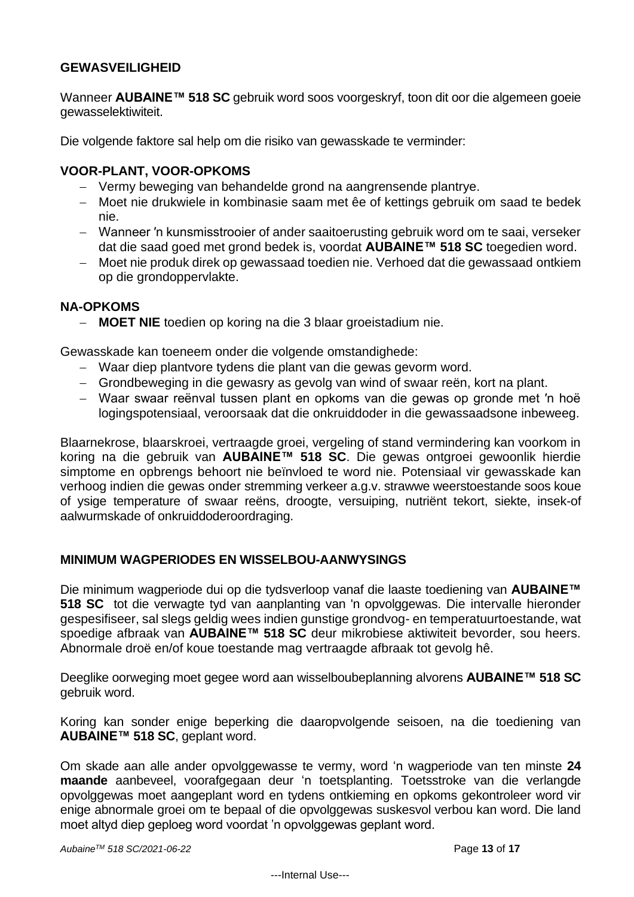## GEWASVEILIGHEID

Wanneer **AUBAINE™ 518 SC** gebruik word soos voorgeskryf, toon dit oor die algemeen goeie gewasselektiwiteit.

Die volgende faktore sal help om die risiko van gewasskade te verminder:

### VOOR-PLANT, VOOR-OPKOMS

- Vermy beweging van behandelde grond na aangrensende plantrye.
- Moet nie drukwiele in kombinasie saam met êe of kettings gebruik om saad te bedek nie.
- Wanneer ′n kunsmisstrooier of ander saaitoerusting gebruik word om te saai, verseker dat die saad goed met grond bedek is, voordat **AUBAINE™ 518 SC** toegedien word.
- Moet nie produk direk op gewassaad toedien nie. Verhoed dat die gewassaad ontkiem op die grondoppervlakte.

### NA-OPKOMS

- **MOET NIE** toedien op koring na die 3 blaar groeistadium nie.

Gewasskade kan toeneem onder die volgende omstandighede:

- Waar diep plantvore tydens die plant van die gewas gevorm word.
- Grondbeweging in die gewasry as gevolg van wind of swaar reën, kort na plant.
- Waar swaar reënval tussen plant en opkoms van die gewas op gronde met ′n hoë logingspotensiaal, veroorsaak dat die onkruiddoder in die gewassaadsone inbeweeg.

Blaarnekrose, blaarskroei, vertraagde groei, vergeling of stand vermindering kan voorkom in koring na die gebruik van **AUBAINE™ 518 SC**. Die gewas ontgroei gewoonlik hierdie simptome en opbrengs behoort nie beïnvloed te word nie. Potensiaal vir gewasskade kan verhoog indien die gewas onder stremming verkeer a.g.v. strawwe weerstoestande soos koue of ysige temperature of swaar reëns, droogte, versuiping, nutriënt tekort, siekte, insek-of aalwurmskade of onkruiddoderoordraging.

## MINIMUM WAGPERIODES EN WISSELBOU-AANWYSINGS

Die minimum wagperiode dui op die tydsverloop vanaf die laaste toediening van **AUBAINE™ 518 SC** tot die verwagte tyd van aanplanting van 'n opvolggewas. Die intervalle hieronder gespesifiseer, sal slegs geldig wees indien gunstige grondvog- en temperatuurtoestande, wat spoedige afbraak van **AUBAINE™ 518 SC** deur mikrobiese aktiwiteit bevorder, sou heers. Abnormale droë en/of koue toestande mag vertraagde afbraak tot gevolg hê.

Deeglike oorweging moet gegee word aan wisselboubeplanning alvorens **AUBAINE™ 518 SC** gebruik word.

Koring kan sonder enige beperking die daaropvolgende seisoen, na die toediening van **AUBAINE™ 518 SC**, geplant word.

Om skade aan alle ander opvolggewasse te vermy, word ‘n wagperiode van ten minste **24 maande** aanbeveel, voorafgegaan deur ‘n toetsplanting. Toetsstroke van die verlangde opvolggewas moet aangeplant word en tydens ontkieming en opkoms gekontroleer word vir enige abnormale groei om te bepaal of die opvolggewas suskesvol verbou kan word. Die land moet altyd diep geploeg word voordat ’n opvolggewas geplant word.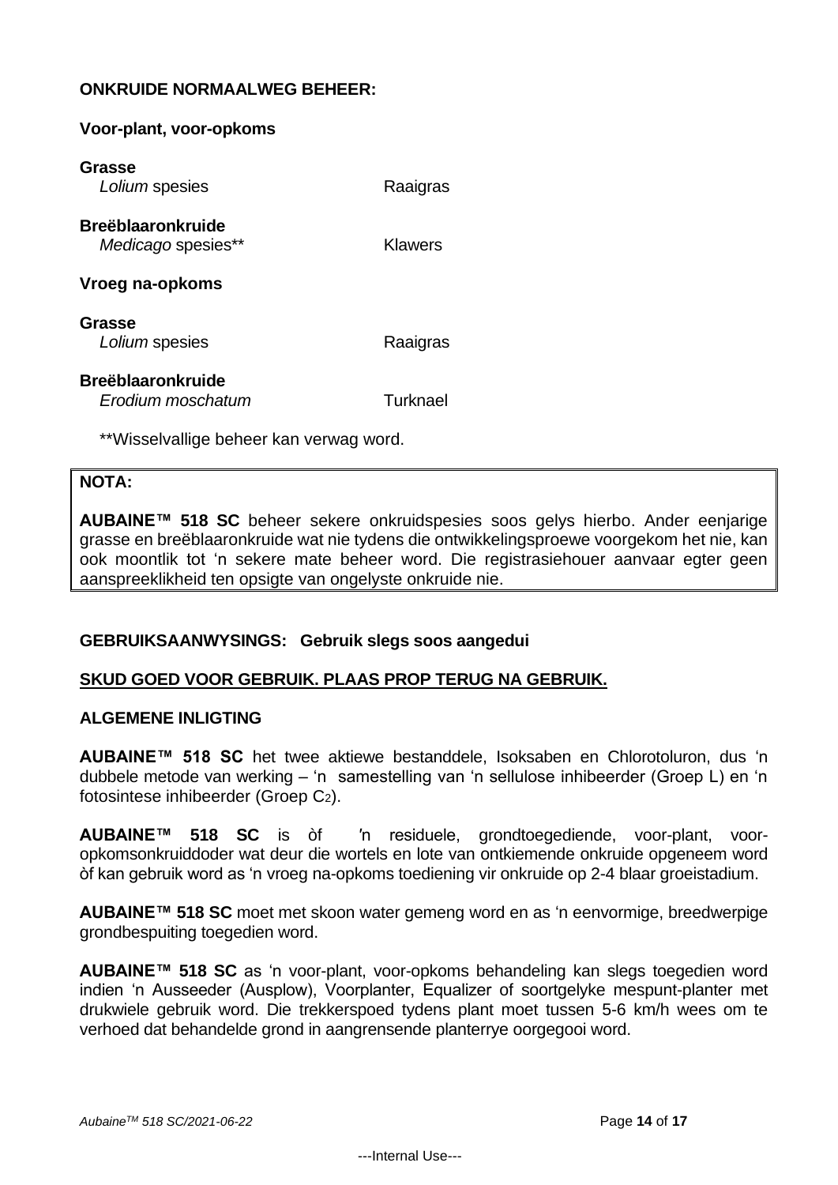**ONKRUIDE NORMAALWEG BEHEER:**

**Voor-plant, voor-opkoms**

**Grasse**

| | |
|---|---|
| *Lolium* spesies | Raaigras |

**Breëblaaronkruide**

| | |
|---|---|
| *Medicago* spesies** | Klawers |

**Vroeg na-opkoms**

**Grasse**

| | |
|---|---|
| *Lolium* spesies | Raaigras |

**Breëblaaronkruide**

| | |
|---|---|
| *Erodium moschatum* | Turknael |

**Wisselvallige beheer kan verwag word.

**NOTA:**

**AUBAINE™ 518 SC** beheer sekere onkruidspesies soos gelys hierbo. Ander eenjarige grasse en breëblaaronkruide wat nie tydens die ontwikkelingsproewe voorgekom het nie, kan ook moontlik tot 'n sekere mate beheer word. Die registrasiehouer aanvaar egter geen aanspreeklikheid ten opsigte van ongelyste onkruide nie.

**GEBRUIKSAANWYSINGS: Gebruik slegs soos aangedui**

**SKUD GOED VOOR GEBRUIK. PLAAS PROP TERUG NA GEBRUIK.**

**ALGEMENE INLIGTING**

**AUBAINE™ 518 SC** het twee aktiewe bestanddele, Isoksaben en Chlorotoluron, dus 'n dubbele metode van werking – 'n samestelling van 'n sellulose inhibeerder (Groep L) en 'n fotosintese inhibeerder (Groep $C_2$).

**AUBAINE™ 518 SC** is òf 'n residuele, grondtoegediende, voor-plant, voor-opkomsonkruiddoder wat deur die wortels en lote van ontkiemende onkruide opgeneem word òf kan gebruik word as 'n vroeg na-opkoms toediening vir onkruide op 2-4 blaar groeistadium.

**AUBAINE™ 518 SC** moet met skoon water gemeng word en as 'n eenvormige, breedwerpige grondbespuiting toegedien word.

**AUBAINE™ 518 SC** as 'n voor-plant, voor-opkoms behandeling kan slegs toegedien word indien 'n Ausseeder (Ausplow), Voorplanter, Equalizer of soortgelyke mespunt-planter met drukwiele gebruik word. Die trekkerspoed tydens plant moet tussen 5-6 km/h wees om te verhoed dat behandelde grond in aangrensende planterrye oorgegooi word.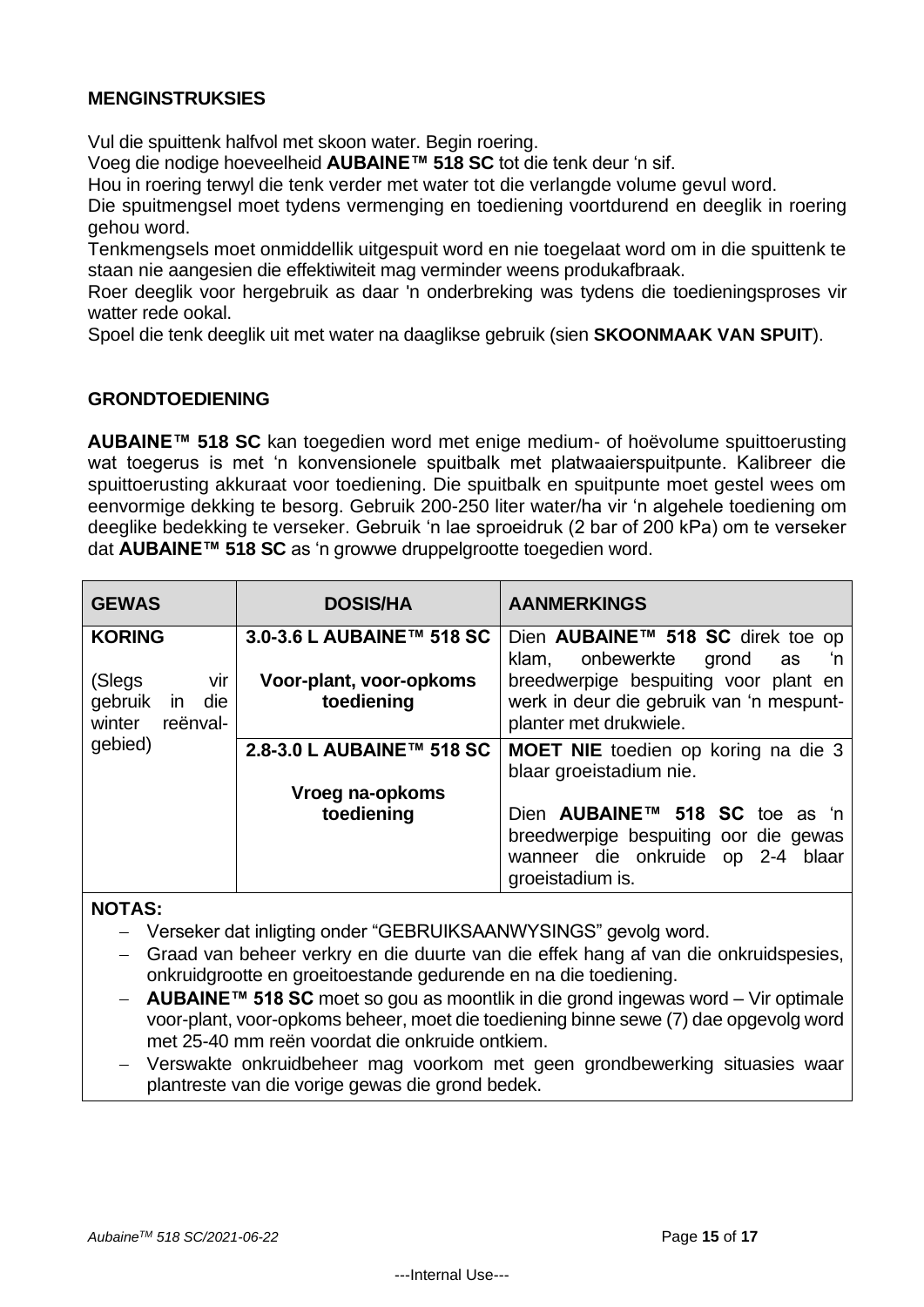### MENGINSTRUKSIES

Vul die spuittenk halfvol met skoon water. Begin roering.

Voeg die nodige hoeveelheid **AUBAINE™ 518 SC** tot die tenk deur 'n sif.

Hou in roering terwyl die tenk verder met water tot die verlangde volume gevul word.

Die spuitmengsel moet tydens vermenging en toediening voortdurend en deeglik in roering gehou word.

Tenkmengsels moet onmiddellik uitgespuit word en nie toegelaat word om in die spuittenk te staan nie aangesien die effektiwiteit mag verminder weens produkafbraak.

Roer deeglik voor hergebruik as daar 'n onderbreking was tydens die toedieningsproses vir watter rede ookal.

Spoel die tenk deeglik uit met water na daaglikse gebruik (sien **SKOONMAAK VAN SPUIT**).

### GRONDTOEDIENING

**AUBAINE™ 518 SC** kan toegedien word met enige medium- of hoëvolume spuittoerusting wat toegerus is met 'n konvensionele spuitbalk met platwaaierspuitpunte. Kalibreer die spuittoerusting akkuraat voor toediening. Die spuitbalk en spuitpunte moet gestel wees om eenvormige dekking te besorg. Gebruik 200-250 liter water/ha vir 'n algehele toediening om deeglike bedekking te verseker. Gebruik 'n lae sproeidruk (2 bar of 200 kPa) om te verseker dat **AUBAINE™ 518 SC** as 'n growwe druppelgrootte toegedien word.

| GEWAS | DOSIS/HA | AANMERKINGS |
|---|---|---|
| **KORING**<br><br>(Slegs vir gebruik in die winter reënval-gebied) | **3.0-3.6 L AUBAINE™ 518 SC**<br><br>**Voor-plant, voor-opkoms toediening** | Dien **AUBAINE™ 518 SC** direk toe op klam, onbewerkte grond as 'n breedwerpige bespuiting voor plant en werk in deur die gebruik van 'n mespunt-planter met drukwiele. |
| | **2.8-3.0 L AUBAINE™ 518 SC**<br><br>**Vroeg na-opkoms toediening** | **MOET NIE** toedien op koring na die 3 blaar groeistadium nie.<br><br>Dien **AUBAINE™ 518 SC** toe as 'n breedwerpige bespuiting oor die gewas wanneer die onkruide op 2-4 blaar groeistadium is. |

**NOTAS:**

- Verseker dat inligting onder "GEBRUIKSAANWYSINGS" gevolg word.
- Graad van beheer verkry en die duurte van die effek hang af van die onkruidspesies, onkruidgrootte en groeitoestande gedurende en na die toediening.
- **AUBAINE™ 518 SC** moet so gou as moontlik in die grond ingewas word – Vir optimale voor-plant, voor-opkoms beheer, moet die toediening binne sewe (7) dae opgevolg word met 25-40 mm reën voordat die onkruide ontkiem.
- Verswakte onkruidbeheer mag voorkom met geen grondbewerking situasies waar plantreste van die vorige gewas die grond bedek.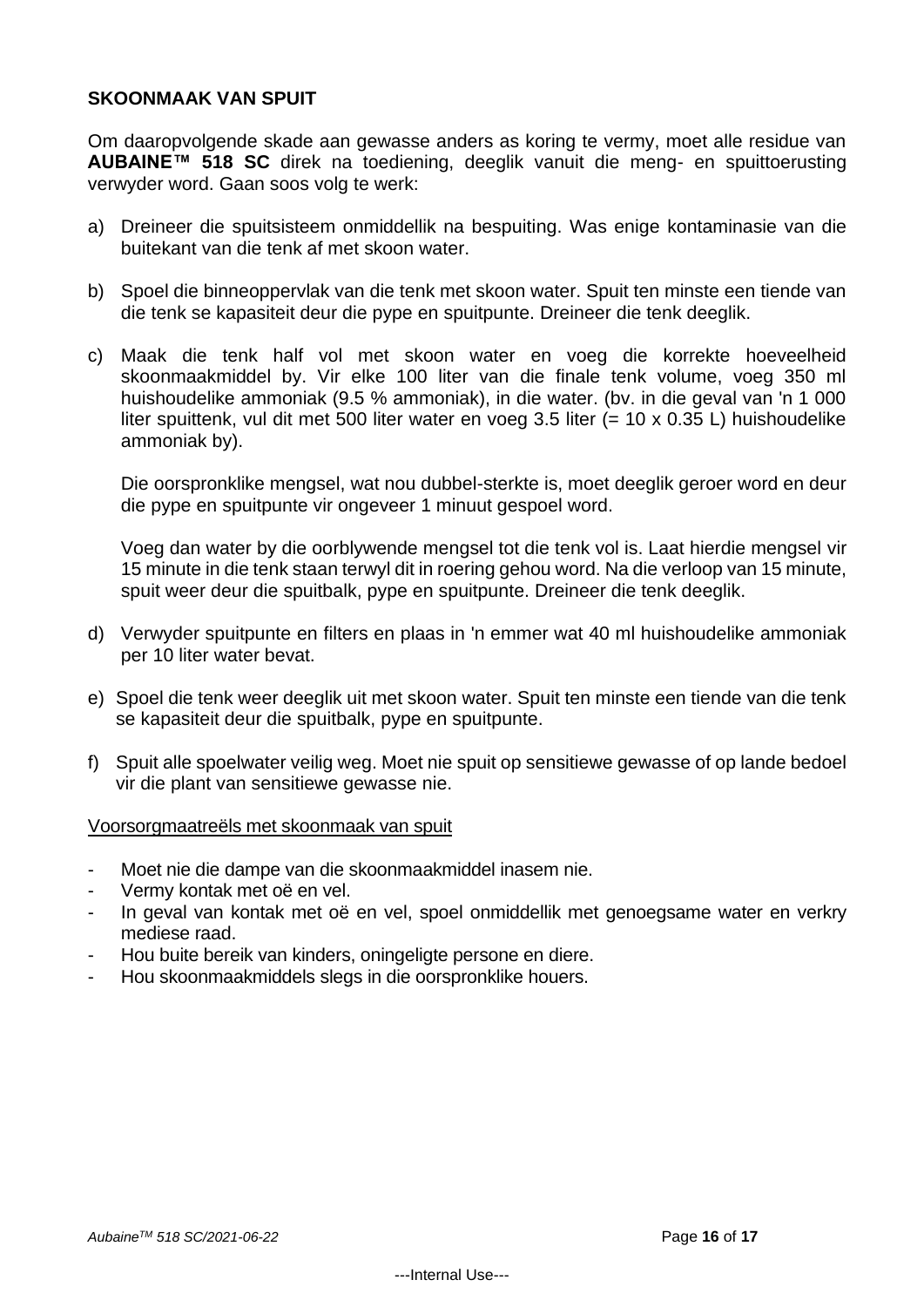## SKOONMAAK VAN SPUIT

Om daaropvolgende skade aan gewasse anders as koring te vermy, moet alle residue van **AUBAINE™ 518 SC** direk na toediening, deeglik vanuit die meng- en spuittoerusting verwyder word. Gaan soos volg te werk:

a) Dreineer die spuitsisteem onmiddellik na bespuiting. Was enige kontaminasie van die buitekant van die tenk af met skoon water.

b) Spoel die binneoppervlak van die tenk met skoon water. Spuit ten minste een tiende van die tenk se kapasiteit deur die pype en spuitpunte. Dreineer die tenk deeglik.

c) Maak die tenk half vol met skoon water en voeg die korrekte hoeveelheid skoonmaakmiddel by. Vir elke 100 liter van die finale tenk volume, voeg 350 ml huishoudelike ammoniak (9.5 % ammoniak), in die water. (bv. in die geval van 'n 1 000 liter spuittenk, vul dit met 500 liter water en voeg 3.5 liter (= 10 x 0.35 L) huishoudelike ammoniak by).

   Die oorspronklike mengsel, wat nou dubbel-sterkte is, moet deeglik geroer word en deur die pype en spuitpunte vir ongeveer 1 minuut gespoel word.

   Voeg dan water by die oorblywende mengsel tot die tenk vol is. Laat hierdie mengsel vir 15 minute in die tenk staan terwyl dit in roering gehou word. Na die verloop van 15 minute, spuit weer deur die spuitbalk, pype en spuitpunte. Dreineer die tenk deeglik.

d) Verwyder spuitpunte en filters en plaas in 'n emmer wat 40 ml huishoudelike ammoniak per 10 liter water bevat.

e) Spoel die tenk weer deeglik uit met skoon water. Spuit ten minste een tiende van die tenk se kapasiteit deur die spuitbalk, pype en spuitpunte.

f) Spuit alle spoelwater veilig weg. Moet nie spuit op sensitiewe gewasse of op lande bedoel vir die plant van sensitiewe gewasse nie.

Voorsorgmaatreëls met skoonmaak van spuit

- Moet nie die dampe van die skoonmaakmiddel inasem nie.
- Vermy kontak met oë en vel.
- In geval van kontak met oë en vel, spoel onmiddellik met genoegsame water en verkry mediese raad.
- Hou buite bereik van kinders, oningeligte persone en diere.
- Hou skoonmaakmiddels slegs in die oorspronklike houers.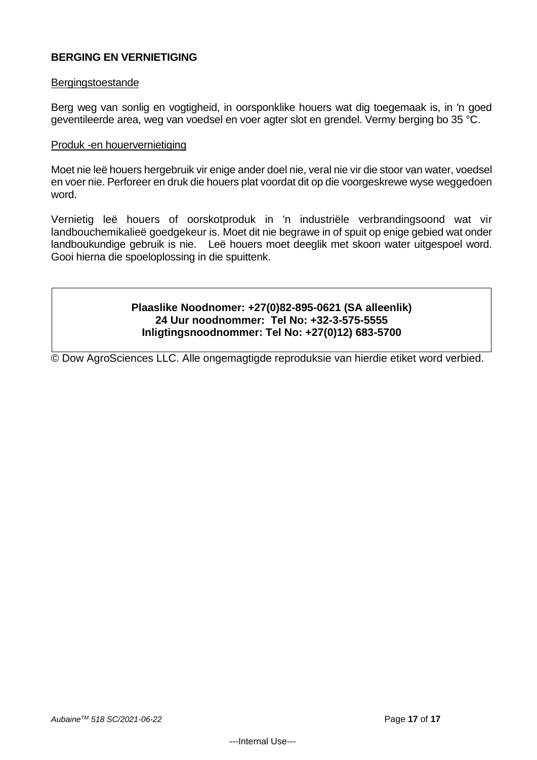**BERGING EN VERNIETIGING**

Bergingstoestande

Berg weg van sonlig en vogtigheid, in oorsponklike houers wat dig toegemaak is, in 'n goed geventileerde area, weg van voedsel en voer agter slot en grendel. Vermy berging bo 35 °C.

Produk -en houervernietiging

Moet nie leë houers hergebruik vir enige ander doel nie, veral nie vir die stoor van water, voedsel en voer nie. Perforeer en druk die houers plat voordat dit op die voorgeskrewe wyse weggedoen word.

Vernietig leë houers of oorskotproduk in 'n industriële verbrandingsoond wat vir landbouchemikalieë goedgekeur is. Moet dit nie begrawe in of spuit op enige gebied wat onder landboukundige gebruik is nie. Leë houers moet deeglik met skoon water uitgespoel word. Gooi hierna die spoeloplossing in die spuittenk.

**Plaaslike Noodnomer: +27(0)82-895-0621 (SA alleenlik)**
**24 Uur noodnommer: Tel No: +32-3-575-5555**
**Inligtingsnoodnommer: Tel No: +27(0)12) 683-5700**

© Dow AgroSciences LLC. Alle ongemagtigde reproduksie van hierdie etiket word verbied.